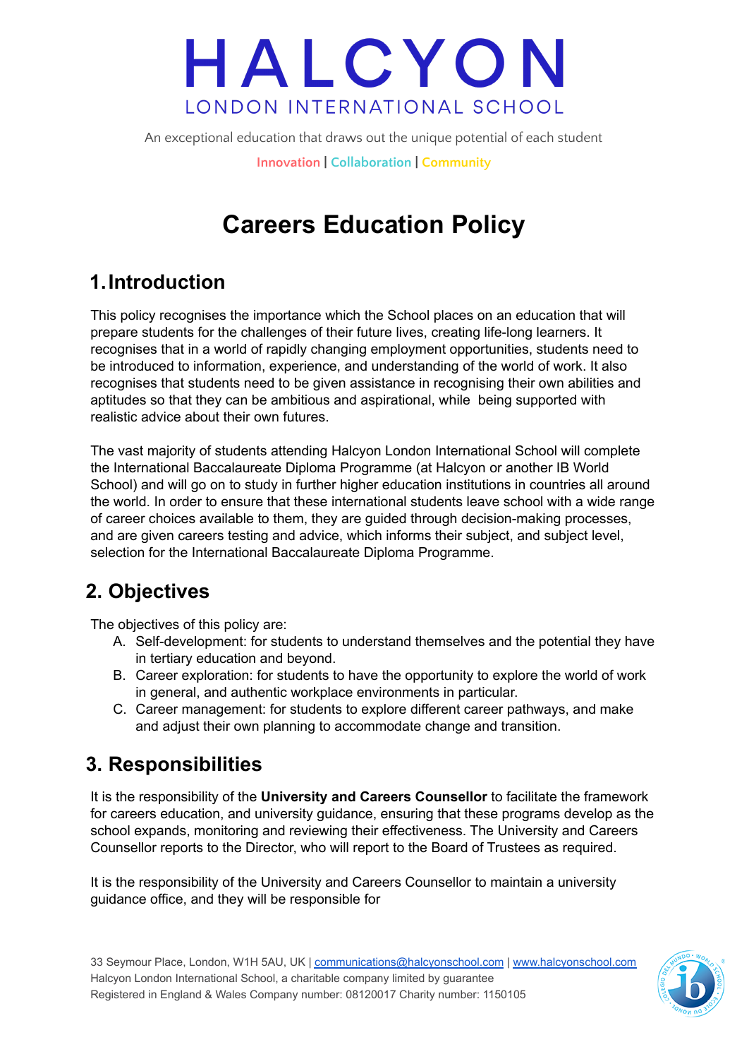# HALCYON

LONDON INTERNATIONAL SCHOOL

An exceptional education that draws out the unique potential of each student

Innovation | Collaboration | Community

# Careers Education Policy

## 1. Introduction

This policy recognises the importance which the School places on an education that will prepare students for the challenges of their future lives, creating life-long learners. It recognises that in a world of rapidly changing employment opportunities, students need to be introduced to information, experience, and understanding of the world of work. It also recognises that students need to be given assistance in recognising their own abilities and aptitudes so that they can be ambitious and aspirational, while being supported with realistic advice about their own futures.

The vast majority of students attending Halcyon London International School will complete the International Baccalaureate Diploma Programme (at Halcyon or another IB World School) and will go on to study in further higher education institutions in countries all around the world. In order to ensure that these international students leave school with a wide range of career choices available to them, they are guided through decision-making processes, and are given careers testing and advice, which informs their subject, and subject level, selection for the International Baccalaureate Diploma Programme.

## 2. Objectives

The objectives of this policy are:

A. Self-development: for students to understand themselves and the potential they have in tertiary education and beyond.
B. Career exploration: for students to have the opportunity to explore the world of work in general, and authentic workplace environments in particular.
C. Career management: for students to explore different career pathways, and make and adjust their own planning to accommodate change and transition.

## 3. Responsibilities

It is the responsibility of the **University and Careers Counsellor** to facilitate the framework for careers education, and university guidance, ensuring that these programs develop as the school expands, monitoring and reviewing their effectiveness. The University and Careers Counsellor reports to the Director, who will report to the Board of Trustees as required.

It is the responsibility of the University and Careers Counsellor to maintain a university guidance office, and they will be responsible for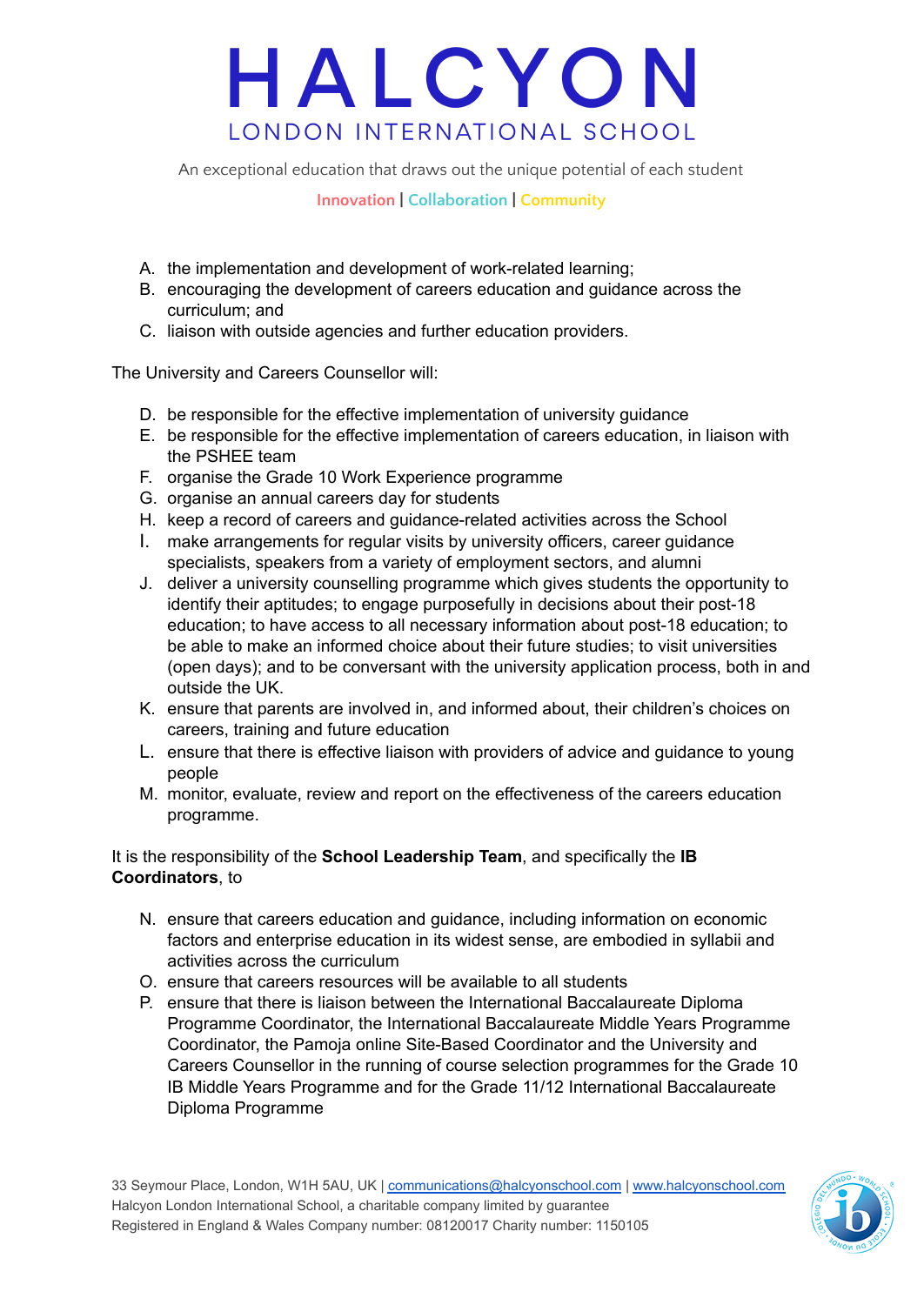A. the implementation and development of work-related learning;
B. encouraging the development of careers education and guidance across the curriculum; and
C. liaison with outside agencies and further education providers.

The University and Careers Counsellor will:

D. be responsible for the effective implementation of university guidance
E. be responsible for the effective implementation of careers education, in liaison with the PSHEE team
F. organise the Grade 10 Work Experience programme
G. organise an annual careers day for students
H. keep a record of careers and guidance-related activities across the School
I. make arrangements for regular visits by university officers, career guidance specialists, speakers from a variety of employment sectors, and alumni
J. deliver a university counselling programme which gives students the opportunity to identify their aptitudes; to engage purposefully in decisions about their post-18 education; to have access to all necessary information about post-18 education; to be able to make an informed choice about their future studies; to visit universities (open days); and to be conversant with the university application process, both in and outside the UK.
K. ensure that parents are involved in, and informed about, their children's choices on careers, training and future education
L. ensure that there is effective liaison with providers of advice and guidance to young people
M. monitor, evaluate, review and report on the effectiveness of the careers education programme.

It is the responsibility of the **School Leadership Team**, and specifically the **IB Coordinators**, to

N. ensure that careers education and guidance, including information on economic factors and enterprise education in its widest sense, are embodied in syllabii and activities across the curriculum
O. ensure that careers resources will be available to all students
P. ensure that there is liaison between the International Baccalaureate Diploma Programme Coordinator, the International Baccalaureate Middle Years Programme Coordinator, the Pamoja online Site-Based Coordinator and the University and Careers Counsellor in the running of course selection programmes for the Grade 10 IB Middle Years Programme and for the Grade 11/12 International Baccalaureate Diploma Programme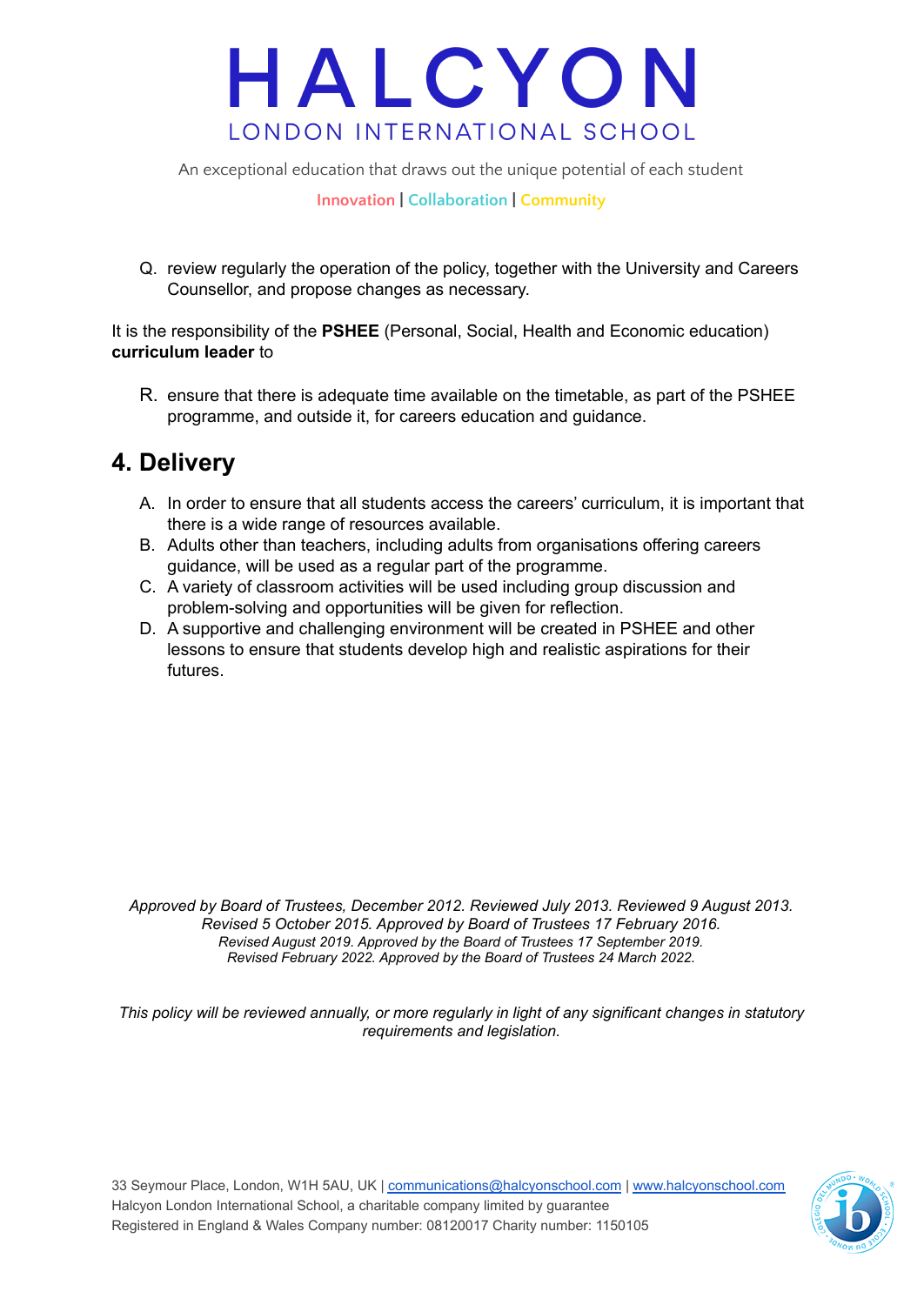Q. review regularly the operation of the policy, together with the University and Careers Counsellor, and propose changes as necessary.

It is the responsibility of the **PSHEE** (Personal, Social, Health and Economic education) **curriculum leader** to

R. ensure that there is adequate time available on the timetable, as part of the PSHEE programme, and outside it, for careers education and guidance.

## 4. Delivery

A. In order to ensure that all students access the careers' curriculum, it is important that there is a wide range of resources available.
B. Adults other than teachers, including adults from organisations offering careers guidance, will be used as a regular part of the programme.
C. A variety of classroom activities will be used including group discussion and problem-solving and opportunities will be given for reflection.
D. A supportive and challenging environment will be created in PSHEE and other lessons to ensure that students develop high and realistic aspirations for their futures.

*Approved by Board of Trustees, December 2012. Reviewed July 2013. Reviewed 9 August 2013. Revised 5 October 2015. Approved by Board of Trustees 17 February 2016. Revised August 2019. Approved by the Board of Trustees 17 September 2019. Revised February 2022. Approved by the Board of Trustees 24 March 2022.*

*This policy will be reviewed annually, or more regularly in light of any significant changes in statutory requirements and legislation.*